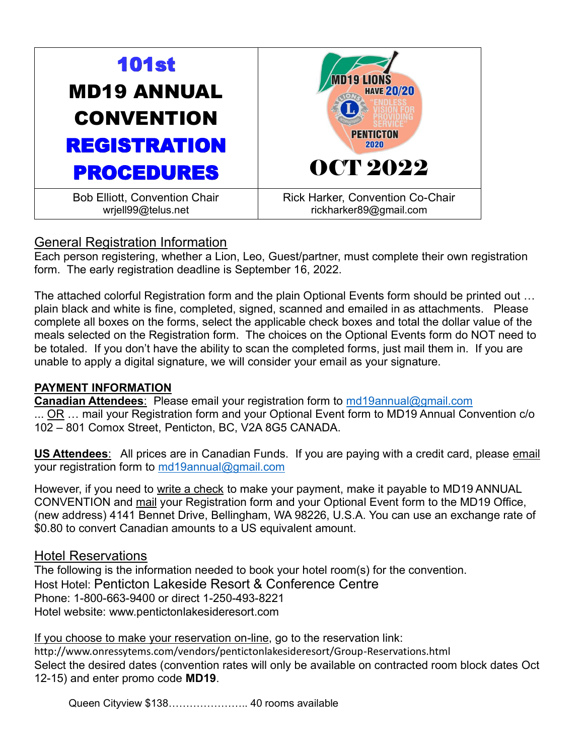| 101st MD19 ANNUAL CONVENTION REGISTRATION PROCEDURES | MD19 LIONS HAVE 20/20 "ENDLESS VISION FOR PROVIDING SERVICE" PENTICTON 2020 OCT 2022 |
| --- | --- |
| Bob Elliott, Convention Chair<br>wrjell99@telus.net | Rick Harker, Convention Co-Chair<br>rickharker89@gmail.com |

## General Registration Information

Each person registering, whether a Lion, Leo, Guest/partner, must complete their own registration form. The early registration deadline is September 16, 2022.

The attached colorful Registration form and the plain Optional Events form should be printed out … plain black and white is fine, completed, signed, scanned and emailed in as attachments. Please complete all boxes on the forms, select the applicable check boxes and total the dollar value of the meals selected on the Registration form. The choices on the Optional Events form do NOT need to be totaled. If you don't have the ability to scan the completed forms, just mail them in. If you are unable to apply a digital signature, we will consider your email as your signature.

**PAYMENT INFORMATION**

**Canadian Attendees**: Please email your registration form to md19annual@gmail.com ... OR … mail your Registration form and your Optional Event form to MD19 Annual Convention c/o 102 – 801 Comox Street, Penticton, BC, V2A 8G5 CANADA.

**US Attendees**: All prices are in Canadian Funds. If you are paying with a credit card, please email your registration form to md19annual@gmail.com

However, if you need to write a check to make your payment, make it payable to MD19 ANNUAL CONVENTION and mail your Registration form and your Optional Event form to the MD19 Office, (new address) 4141 Bennet Drive, Bellingham, WA 98226, U.S.A. You can use an exchange rate of $0.80 to convert Canadian amounts to a US equivalent amount.

## Hotel Reservations

The following is the information needed to book your hotel room(s) for the convention.
Host Hotel: Penticton Lakeside Resort & Conference Centre
Phone: 1-800-663-9400 or direct 1-250-493-8221
Hotel website: www.pentictonlakesideresort.com

If you choose to make your reservation on-line, go to the reservation link:
http://www.onressytems.com/vendors/pentictonlakesideresort/Group-Reservations.html
Select the desired dates (convention rates will only be available on contracted room block dates Oct 12-15) and enter promo code **MD19**.

Queen Cityview $138………………….. 40 rooms available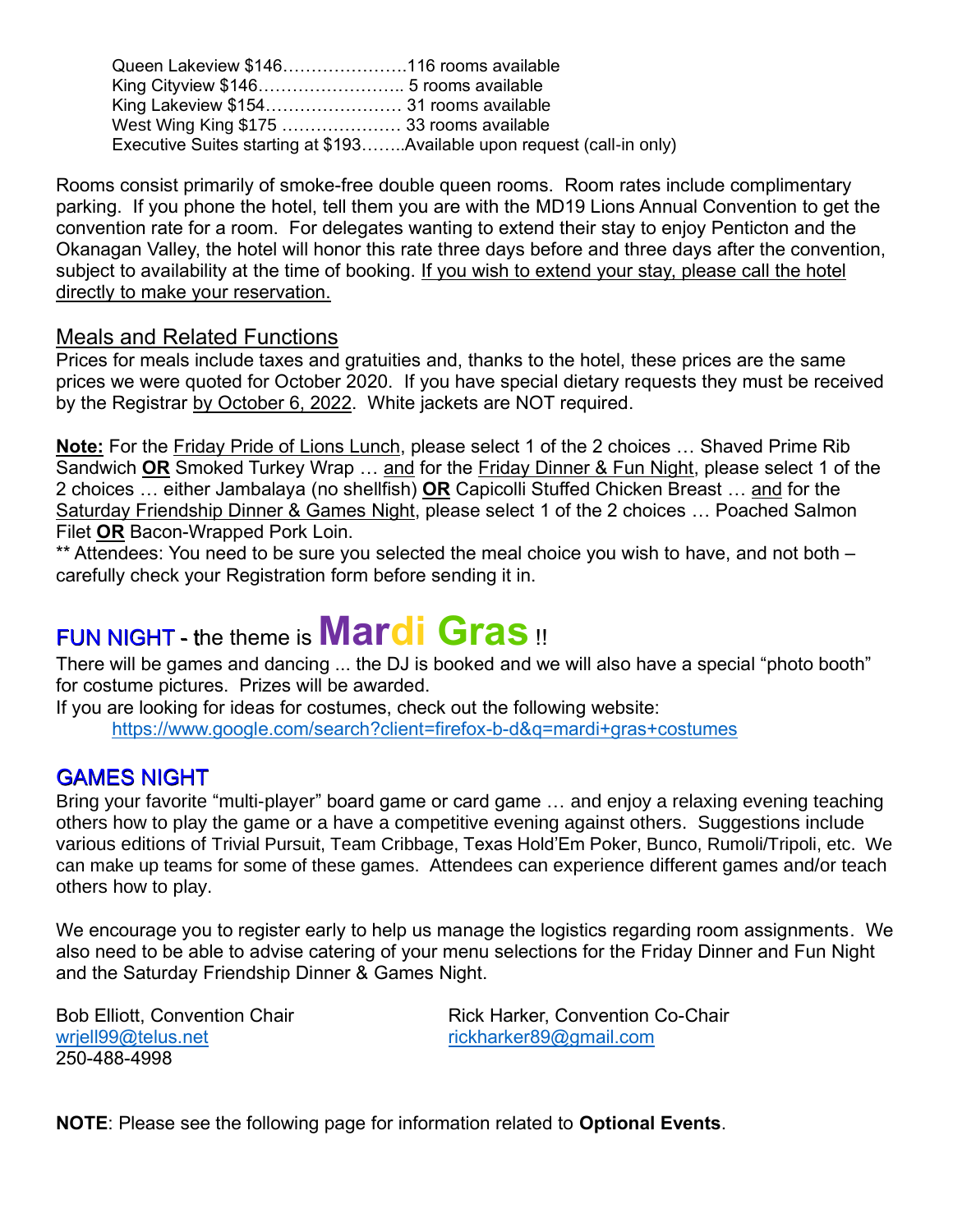Queen Lakeview $146………………….116 rooms available
King Cityview $146…………………….. 5 rooms available
King Lakeview $154…………………… 31 rooms available
West Wing King $175 ………………… 33 rooms available
Executive Suites starting at $193……..Available upon request (call-in only)

Rooms consist primarily of smoke-free double queen rooms. Room rates include complimentary parking. If you phone the hotel, tell them you are with the MD19 Lions Annual Convention to get the convention rate for a room. For delegates wanting to extend their stay to enjoy Penticton and the Okanagan Valley, the hotel will honor this rate three days before and three days after the convention, subject to availability at the time of booking. <u>If you wish to extend your stay, please call the hotel directly to make your reservation.</u>

## Meals and Related Functions

Prices for meals include taxes and gratuities and, thanks to the hotel, these prices are the same prices we were quoted for October 2020. If you have special dietary requests they must be received by the Registrar <u>by October 6, 2022</u>. White jackets are NOT required.

**<u>Note:</u>** For the <u>Friday Pride of Lions Lunch</u>, please select 1 of the 2 choices … Shaved Prime Rib Sandwich **<u>OR</u>** Smoked Turkey Wrap … <u>and</u> for the <u>Friday Dinner & Fun Night</u>, please select 1 of the 2 choices … either Jambalaya (no shellfish) **<u>OR</u>** Capicolli Stuffed Chicken Breast … <u>and</u> for the <u>Saturday Friendship Dinner & Games Night</u>, please select 1 of the 2 choices … Poached Salmon Filet **<u>OR</u>** Bacon-Wrapped Pork Loin.
** Attendees: You need to be sure you selected the meal choice you wish to have, and not both – carefully check your Registration form before sending it in.

## FUN NIGHT - the theme is **Mardi Gras** !!

There will be games and dancing ... the DJ is booked and we will also have a special "photo booth" for costume pictures. Prizes will be awarded.
If you are looking for ideas for costumes, check out the following website:
https://www.google.com/search?client=firefox-b-d&q=mardi+gras+costumes

## GAMES NIGHT

Bring your favorite "multi-player" board game or card game … and enjoy a relaxing evening teaching others how to play the game or a have a competitive evening against others. Suggestions include various editions of Trivial Pursuit, Team Cribbage, Texas Hold'Em Poker, Bunco, Rumoli/Tripoli, etc. We can make up teams for some of these games. Attendees can experience different games and/or teach others how to play.

We encourage you to register early to help us manage the logistics regarding room assignments. We also need to be able to advise catering of your menu selections for the Friday Dinner and Fun Night and the Saturday Friendship Dinner & Games Night.

Bob Elliott, Convention Chair
wrjell99@telus.net
250-488-4998

Rick Harker, Convention Co-Chair
rickharker89@gmail.com

**NOTE**: Please see the following page for information related to **Optional Events**.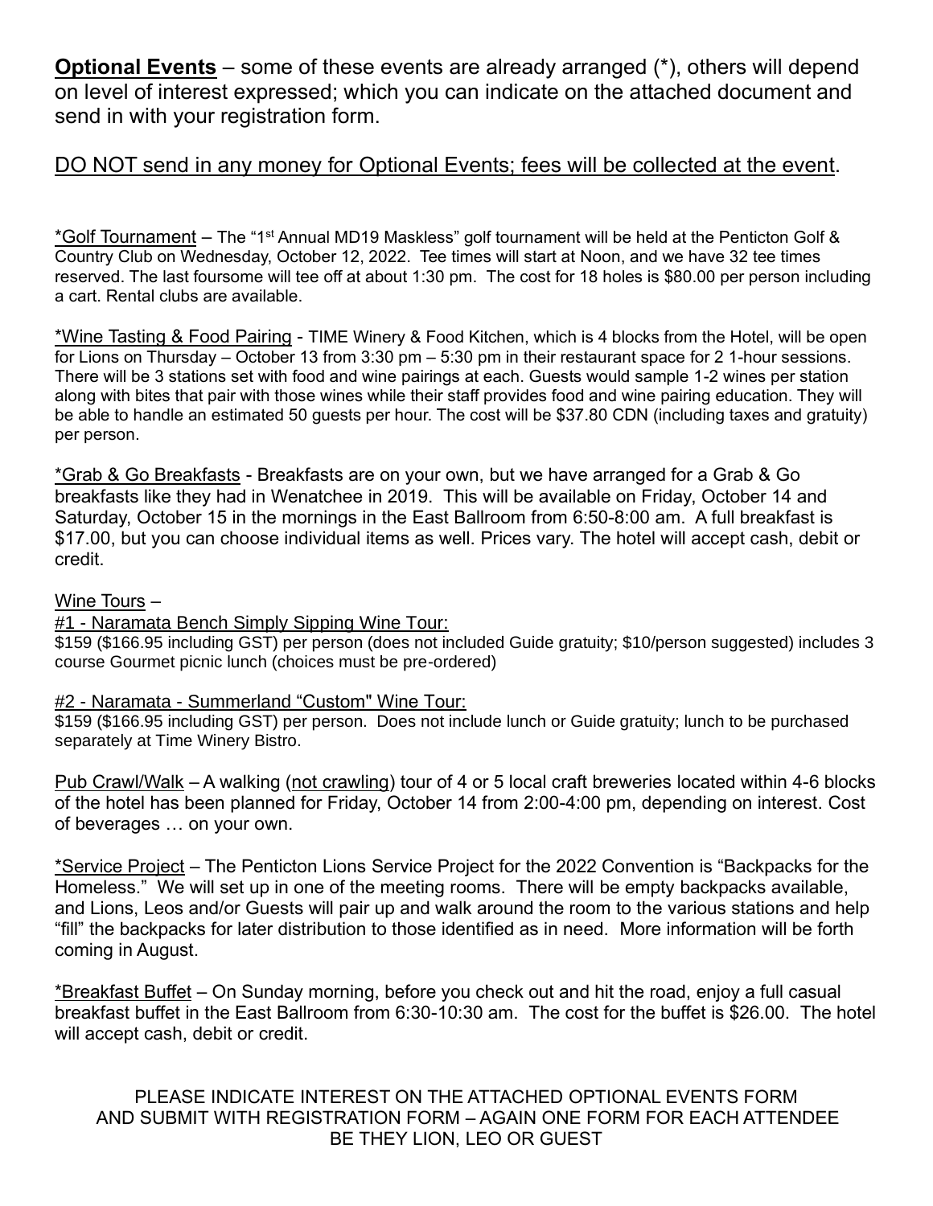**Optional Events** – some of these events are already arranged (*), others will depend on level of interest expressed; which you can indicate on the attached document and send in with your registration form.

DO NOT send in any money for Optional Events; fees will be collected at the event.

*Golf Tournament – The "1st Annual MD19 Maskless" golf tournament will be held at the Penticton Golf & Country Club on Wednesday, October 12, 2022. Tee times will start at Noon, and we have 32 tee times reserved. The last foursome will tee off at about 1:30 pm. The cost for 18 holes is $80.00 per person including a cart. Rental clubs are available.

*Wine Tasting & Food Pairing - TIME Winery & Food Kitchen, which is 4 blocks from the Hotel, will be open for Lions on Thursday – October 13 from 3:30 pm – 5:30 pm in their restaurant space for 2 1-hour sessions. There will be 3 stations set with food and wine pairings at each. Guests would sample 1-2 wines per station along with bites that pair with those wines while their staff provides food and wine pairing education. They will be able to handle an estimated 50 guests per hour. The cost will be $37.80 CDN (including taxes and gratuity) per person.

*Grab & Go Breakfasts - Breakfasts are on your own, but we have arranged for a Grab & Go breakfasts like they had in Wenatchee in 2019. This will be available on Friday, October 14 and Saturday, October 15 in the mornings in the East Ballroom from 6:50-8:00 am. A full breakfast is $17.00, but you can choose individual items as well. Prices vary. The hotel will accept cash, debit or credit.

Wine Tours –

#1 - Naramata Bench Simply Sipping Wine Tour:
$159 ($166.95 including GST) per person (does not included Guide gratuity; $10/person suggested) includes 3 course Gourmet picnic lunch (choices must be pre-ordered)

#2 - Naramata - Summerland "Custom" Wine Tour:
$159 ($166.95 including GST) per person. Does not include lunch or Guide gratuity; lunch to be purchased separately at Time Winery Bistro.

Pub Crawl/Walk – A walking (not crawling) tour of 4 or 5 local craft breweries located within 4-6 blocks of the hotel has been planned for Friday, October 14 from 2:00-4:00 pm, depending on interest. Cost of beverages … on your own.

*Service Project – The Penticton Lions Service Project for the 2022 Convention is "Backpacks for the Homeless." We will set up in one of the meeting rooms. There will be empty backpacks available, and Lions, Leos and/or Guests will pair up and walk around the room to the various stations and help "fill" the backpacks for later distribution to those identified as in need. More information will be forth coming in August.

*Breakfast Buffet – On Sunday morning, before you check out and hit the road, enjoy a full casual breakfast buffet in the East Ballroom from 6:30-10:30 am. The cost for the buffet is $26.00. The hotel will accept cash, debit or credit.

PLEASE INDICATE INTEREST ON THE ATTACHED OPTIONAL EVENTS FORM AND SUBMIT WITH REGISTRATION FORM – AGAIN ONE FORM FOR EACH ATTENDEE BE THEY LION, LEO OR GUEST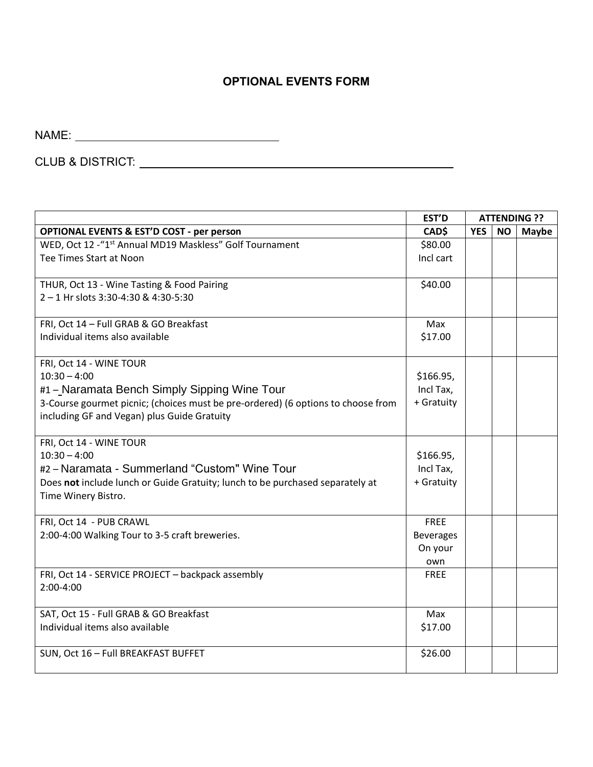# OPTIONAL EVENTS FORM

NAME: ______________________________

CLUB & DISTRICT: ______________________________________________

| | EST'D | ATTENDING ?? | | |
|---|---|---|---|---|
| **OPTIONAL EVENTS & EST'D COST - per person** | **CAD$** | **YES** | **NO** | **Maybe** |
| WED, Oct 12 -"1st Annual MD19 Maskless" Golf Tournament<br>Tee Times Start at Noon | $80.00<br>Incl cart | | | |
| THUR, Oct 13 - Wine Tasting & Food Pairing<br>2 – 1 Hr slots 3:30-4:30 & 4:30-5:30 | $40.00 | | | |
| FRI, Oct 14 – Full GRAB & GO Breakfast<br>Individual items also available | Max<br>$17.00 | | | |
| FRI, Oct 14 - WINE TOUR<br>10:30 – 4:00<br>#1 – Naramata Bench Simply Sipping Wine Tour<br>3-Course gourmet picnic; (choices must be pre-ordered) (6 options to choose from including GF and Vegan) plus Guide Gratuity | $166.95,<br>Incl Tax,<br>+ Gratuity | | | |
| FRI, Oct 14 - WINE TOUR<br>10:30 – 4:00<br>#2 – Naramata - Summerland "Custom" Wine Tour<br>Does **not** include lunch or Guide Gratuity; lunch to be purchased separately at Time Winery Bistro. | $166.95,<br>Incl Tax,<br>+ Gratuity | | | |
| FRI, Oct 14 - PUB CRAWL<br>2:00-4:00 Walking Tour to 3-5 craft breweries. | FREE<br>Beverages<br>On your<br>own | | | |
| FRI, Oct 14 - SERVICE PROJECT – backpack assembly<br>2:00-4:00 | FREE | | | |
| SAT, Oct 15 - Full GRAB & GO Breakfast<br>Individual items also available | Max<br>$17.00 | | | |
| SUN, Oct 16 – Full BREAKFAST BUFFET | $26.00 | | | |